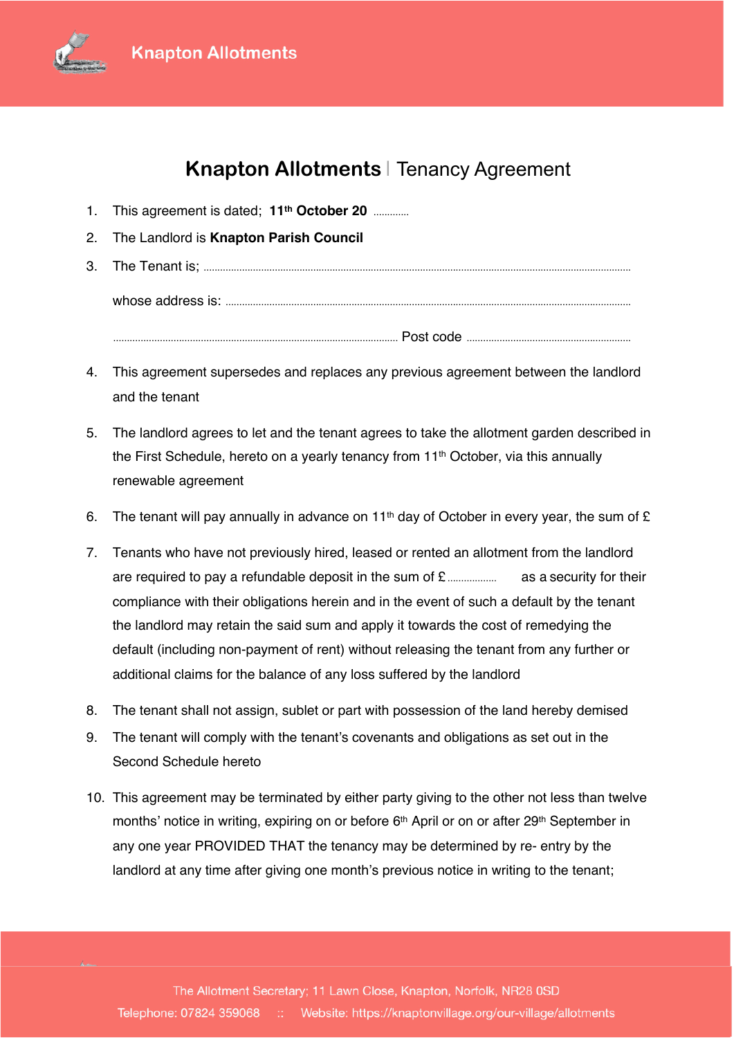# Knapton Allotments | Tenancy Agreement

1. This agreement is dated; **11th October 20** ............
2. The Landlord is **Knapton Parish Council**
3. The Tenant is; ..........................................................................................................................................

   whose address is: ..............................................................................................................................

   ........................................................................................ Post code ..........................................................

4. This agreement supersedes and replaces any previous agreement between the landlord and the tenant
5. The landlord agrees to let and the tenant agrees to take the allotment garden described in the First Schedule, hereto on a yearly tenancy from 11th October, via this annually renewable agreement
6. The tenant will pay annually in advance on 11th day of October in every year, the sum of £
7. Tenants who have not previously hired, leased or rented an allotment from the landlord are required to pay a refundable deposit in the sum of £ ................. as a security for their compliance with their obligations herein and in the event of such a default by the tenant the landlord may retain the said sum and apply it towards the cost of remedying the default (including non-payment of rent) without releasing the tenant from any further or additional claims for the balance of any loss suffered by the landlord
8. The tenant shall not assign, sublet or part with possession of the land hereby demised
9. The tenant will comply with the tenant's covenants and obligations as set out in the Second Schedule hereto
10. This agreement may be terminated by either party giving to the other not less than twelve months' notice in writing, expiring on or before 6th April or on or after 29th September in any one year PROVIDED THAT the tenancy may be determined by re- entry by the landlord at any time after giving one month's previous notice in writing to the tenant;

The Allotment Secretary; 11 Lawn Close, Knapton, Norfolk, NR28 0SD
Telephone: 07824 359068 :: Website: https://knaptonvillage.org/our-village/allotments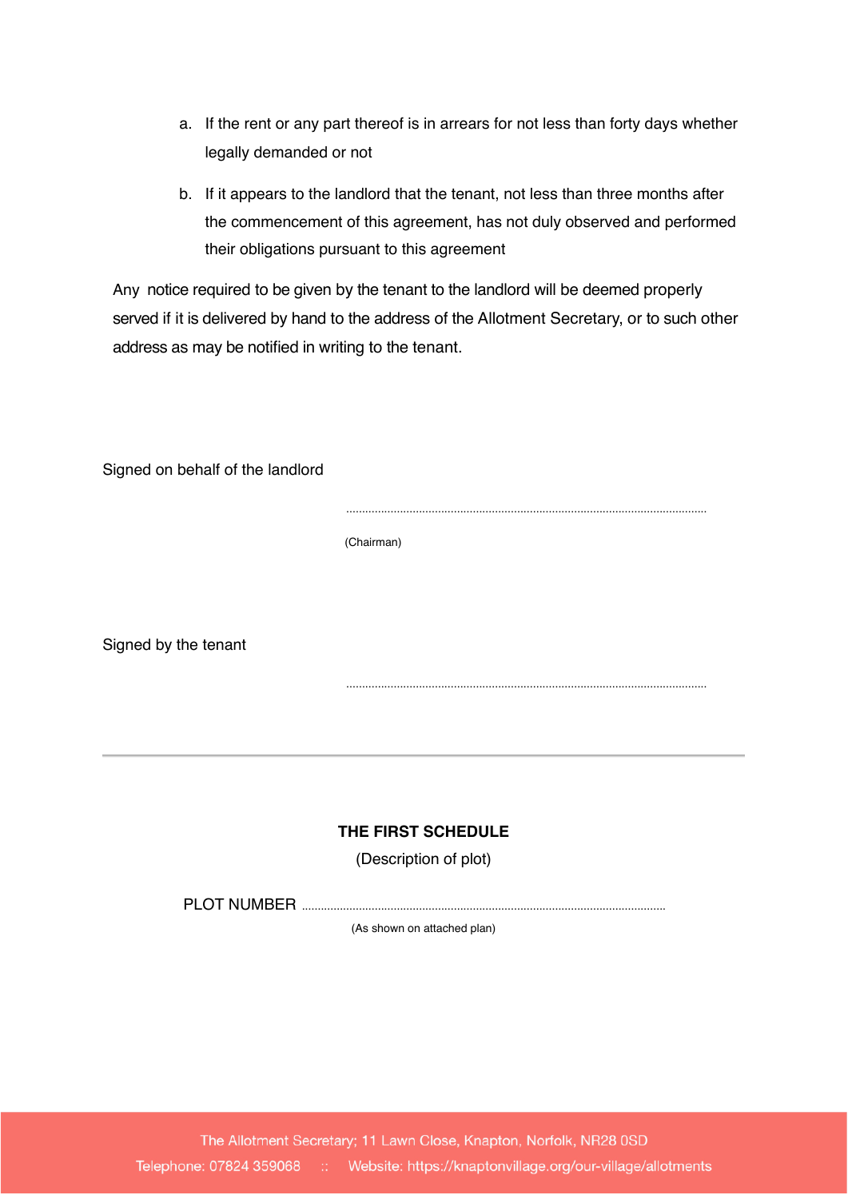a. If the rent or any part thereof is in arrears for not less than forty days whether legally demanded or not

b. If it appears to the landlord that the tenant, not less than three months after the commencement of this agreement, has not duly observed and performed their obligations pursuant to this agreement

Any notice required to be given by the tenant to the landlord will be deemed properly served if it is delivered by hand to the address of the Allotment Secretary, or to such other address as may be notified in writing to the tenant.

Signed on behalf of the landlord

.................................................................................................................

(Chairman)

Signed by the tenant

.................................................................................................................

---

**THE FIRST SCHEDULE**

(Description of plot)

PLOT NUMBER .................................................................................................................

(As shown on attached plan)

The Allotment Secretary; 11 Lawn Close, Knapton, Norfolk, NR28 0SD

Telephone: 07824 359068 :: Website: https://knaptonvillage.org/our-village/allotments